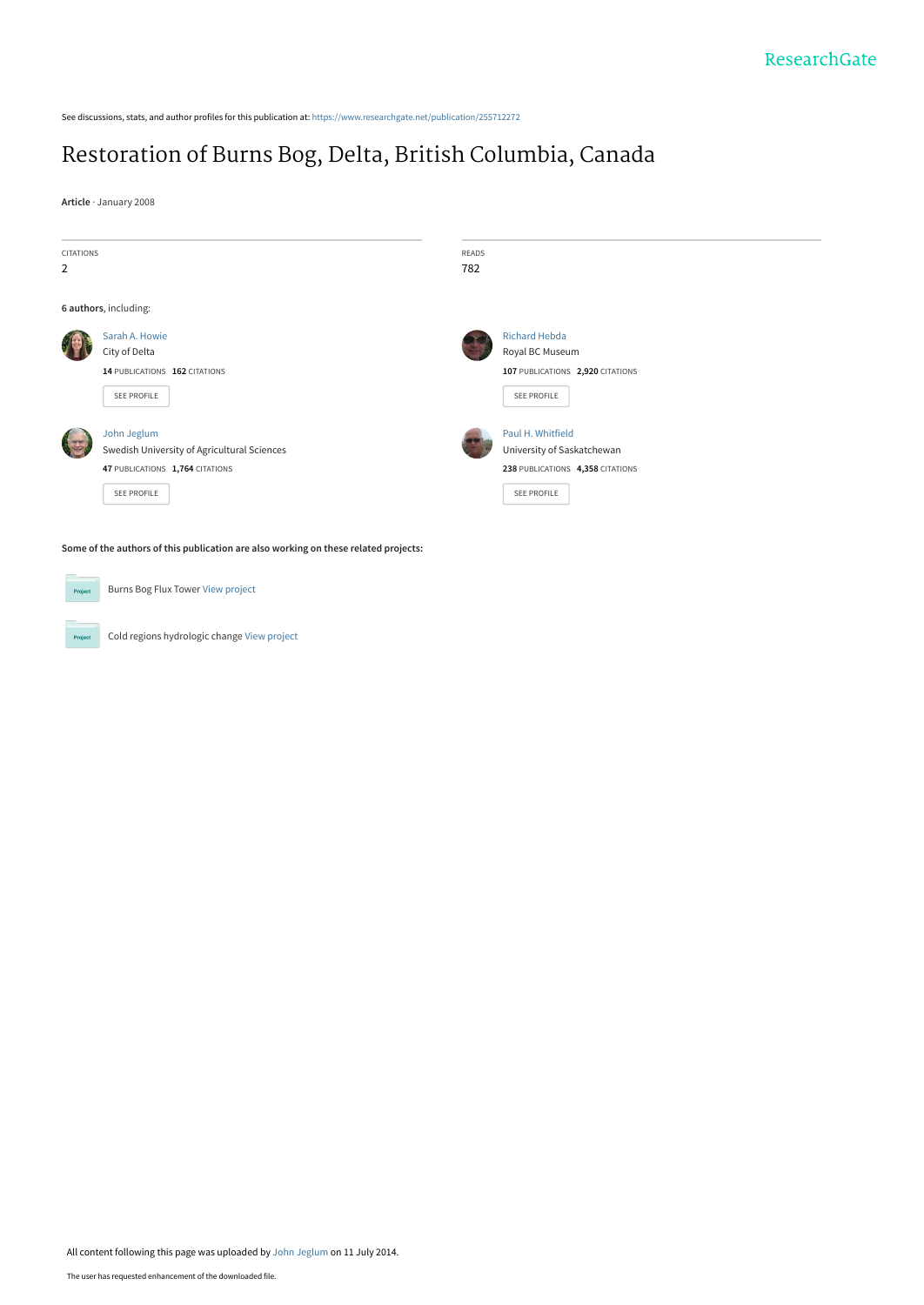ResearchGate

See discussions, stats, and author profiles for this publication at: https://www.researchgate.net/publication/255712272

# Restoration of Burns Bog, Delta, British Columbia, Canada

**Article** · January 2008

| CITATIONS | READS |
| --- | --- |
| 2 | 782 |

**6 authors**, including:

**Sarah A. Howie**
City of Delta
14 PUBLICATIONS 162 CITATIONS
SEE PROFILE

**Richard Hebda**
Royal BC Museum
107 PUBLICATIONS 2,920 CITATIONS
SEE PROFILE

**John Jeglum**
Swedish University of Agricultural Sciences
47 PUBLICATIONS 1,764 CITATIONS
SEE PROFILE

**Paul H. Whitfield**
University of Saskatchewan
238 PUBLICATIONS 4,358 CITATIONS
SEE PROFILE

**Some of the authors of this publication are also working on these related projects:**

- Burns Bog Flux Tower View project
- Cold regions hydrologic change View project

All content following this page was uploaded by John Jeglum on 11 July 2014.

The user has requested enhancement of the downloaded file.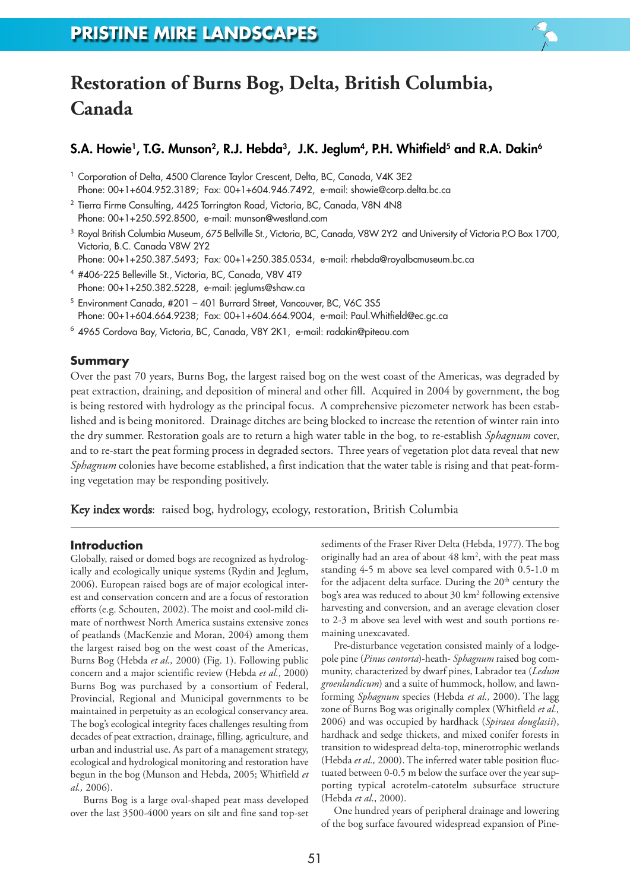# Restoration of Burns Bog, Delta, British Columbia, Canada

## S.A. Howie[1], T.G. Munson[2], R.J. Hebda[3], J.K. Jeglum[4], P.H. Whitfield[5] and R.A. Dakin[6]

[1] Corporation of Delta, 4500 Clarence Taylor Crescent, Delta, BC, Canada, V4K 3E2
Phone: 00+1+604.952.3189; Fax: 00+1+604.946.7492, e-mail: showie@corp.delta.bc.ca

[2] Tierra Firme Consulting, 4425 Torrington Road, Victoria, BC, Canada, V8N 4N8
Phone: 00+1+250.592.8500, e-mail: munson@westland.com

[3] Royal British Columbia Museum, 675 Bellville St., Victoria, BC, Canada, V8W 2Y2 and University of Victoria P.O Box 1700, Victoria, B.C. Canada V8W 2Y2
Phone: 00+1+250.387.5493; Fax: 00+1+250.385.0534, e-mail: rhebda@royalbcmuseum.bc.ca

[4] #406-225 Belleville St., Victoria, BC, Canada, V8V 4T9
Phone: 00+1+250.382.5228, e-mail: jeglums@shaw.ca

[5] Environment Canada, #201 – 401 Burrard Street, Vancouver, BC, V6C 3S5
Phone: 00+1+604.664.9238; Fax: 00+1+604.664.9004, e-mail: Paul.Whitfield@ec.gc.ca

[6] 4965 Cordova Bay, Victoria, BC, Canada, V8Y 2K1, e-mail: radakin@piteau.com

### Summary

Over the past 70 years, Burns Bog, the largest raised bog on the west coast of the Americas, was degraded by peat extraction, draining, and deposition of mineral and other fill. Acquired in 2004 by government, the bog is being restored with hydrology as the principal focus. A comprehensive piezometer network has been established and is being monitored. Drainage ditches are being blocked to increase the retention of winter rain into the dry summer. Restoration goals are to return a high water table in the bog, to re-establish *Sphagnum* cover, and to re-start the peat forming process in degraded sectors. Three years of vegetation plot data reveal that new *Sphagnum* colonies have become established, a first indication that the water table is rising and that peat-forming vegetation may be responding positively.

**Key index words**: raised bog, hydrology, ecology, restoration, British Columbia

### Introduction

Globally, raised or domed bogs are recognized as hydrologically and ecologically unique systems (Rydin and Jeglum, 2006). European raised bogs are of major ecological interest and conservation concern and are a focus of restoration efforts (e.g. Schouten, 2002). The moist and cool-mild climate of northwest North America sustains extensive zones of peatlands (MacKenzie and Moran, 2004) among them the largest raised bog on the west coast of the Americas, Burns Bog (Hebda *et al.,* 2000) (Fig. 1). Following public concern and a major scientific review (Hebda *et al.,* 2000) Burns Bog was purchased by a consortium of Federal, Provincial, Regional and Municipal governments to be maintained in perpetuity as an ecological conservancy area. The bog's ecological integrity faces challenges resulting from decades of peat extraction, drainage, filling, agriculture, and urban and industrial use. As part of a management strategy, ecological and hydrological monitoring and restoration have begun in the bog (Munson and Hebda, 2005; Whitfield *et al.,* 2006).

Burns Bog is a large oval-shaped peat mass developed over the last 3500-4000 years on silt and fine sand top-set sediments of the Fraser River Delta (Hebda, 1977). The bog originally had an area of about 48 km$^2$, with the peat mass standing 4-5 m above sea level compared with 0.5-1.0 m for the adjacent delta surface. During the 20$^{th}$ century the bog's area was reduced to about 30 km$^2$ following extensive harvesting and conversion, and an average elevation closer to 2-3 m above sea level with west and south portions remaining unexcavated.

Pre-disturbance vegetation consisted mainly of a lodgepole pine (*Pinus contorta*)-heath- *Sphagnum* raised bog community, characterized by dwarf pines, Labrador tea (*Ledum groenlandicum*) and a suite of hummock, hollow, and lawn-forming *Sphagnum* species (Hebda *et al.,* 2000). The lagg zone of Burns Bog was originally complex (Whitfield *et al.,* 2006) and was occupied by hardhack (*Spiraea douglasii*), hardhack and sedge thickets, and mixed conifer forests in transition to widespread delta-top, minerotrophic wetlands (Hebda *et al.,* 2000). The inferred water table position fluctuated between 0-0.5 m below the surface over the year supporting typical acrotelm-catotelm subsurface structure (Hebda *et al.*, 2000).

One hundred years of peripheral drainage and lowering of the bog surface favoured widespread expansion of Pine-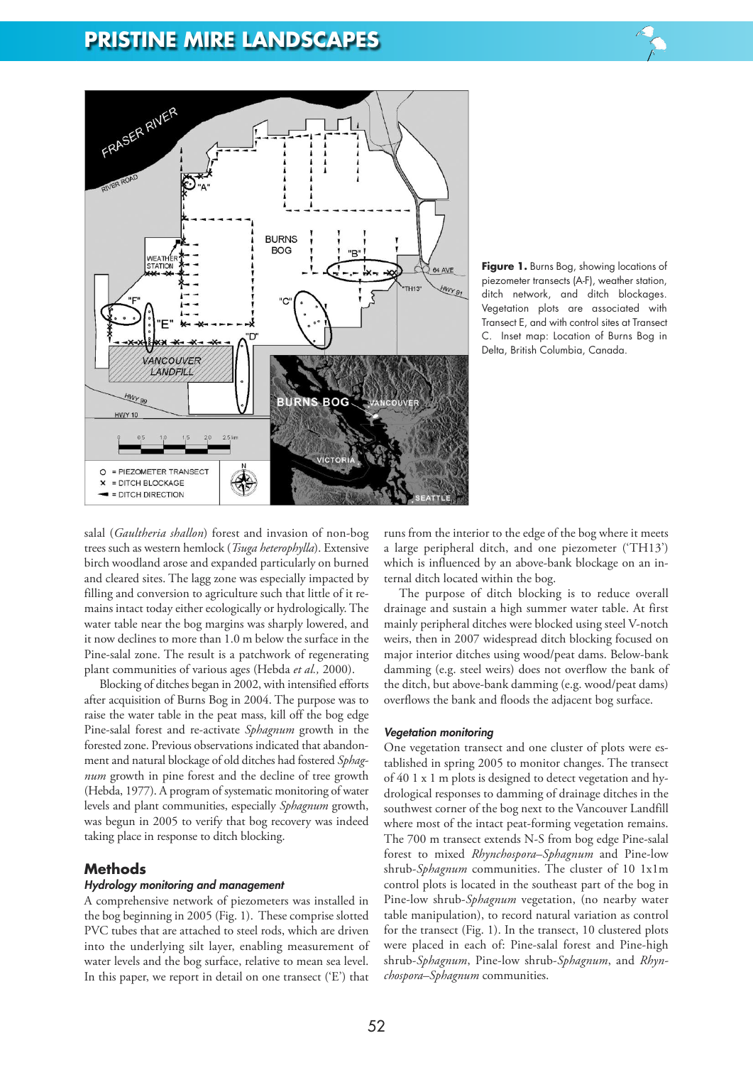**Figure 1.** Burns Bog, showing locations of piezometer transects (A-F), weather station, ditch network, and ditch blockages. Vegetation plots are associated with Transect E, and with control sites at Transect C. Inset map: Location of Burns Bog in Delta, British Columbia, Canada.

salal (*Gaultheria shallon*) forest and invasion of non-bog trees such as western hemlock (*Tsuga heterophylla*). Extensive birch woodland arose and expanded particularly on burned and cleared sites. The lagg zone was especially impacted by filling and conversion to agriculture such that little of it remains intact today either ecologically or hydrologically. The water table near the bog margins was sharply lowered, and it now declines to more than 1.0 m below the surface in the Pine-salal zone. The result is a patchwork of regenerating plant communities of various ages (Hebda *et al.,* 2000).

Blocking of ditches began in 2002, with intensified efforts after acquisition of Burns Bog in 2004. The purpose was to raise the water table in the peat mass, kill off the bog edge Pine-salal forest and re-activate *Sphagnum* growth in the forested zone. Previous observations indicated that abandonment and natural blockage of old ditches had fostered *Sphagnum* growth in pine forest and the decline of tree growth (Hebda, 1977). A program of systematic monitoring of water levels and plant communities, especially *Sphagnum* growth, was begun in 2005 to verify that bog recovery was indeed taking place in response to ditch blocking.

## Methods

### *Hydrology monitoring and management*

A comprehensive network of piezometers was installed in the bog beginning in 2005 (Fig. 1). These comprise slotted PVC tubes that are attached to steel rods, which are driven into the underlying silt layer, enabling measurement of water levels and the bog surface, relative to mean sea level. In this paper, we report in detail on one transect ('E') that runs from the interior to the edge of the bog where it meets a large peripheral ditch, and one piezometer ('TH13') which is influenced by an above-bank blockage on an internal ditch located within the bog.

The purpose of ditch blocking is to reduce overall drainage and sustain a high summer water table. At first mainly peripheral ditches were blocked using steel V-notch weirs, then in 2007 widespread ditch blocking focused on major interior ditches using wood/peat dams. Below-bank damming (e.g. steel weirs) does not overflow the bank of the ditch, but above-bank damming (e.g. wood/peat dams) overflows the bank and floods the adjacent bog surface.

### *Vegetation monitoring*

One vegetation transect and one cluster of plots were established in spring 2005 to monitor changes. The transect of 40 1 x 1 m plots is designed to detect vegetation and hydrological responses to damming of drainage ditches in the southwest corner of the bog next to the Vancouver Landfill where most of the intact peat-forming vegetation remains. The 700 m transect extends N-S from bog edge Pine-salal forest to mixed *Rhynchospora–Sphagnum* and Pine-low shrub-*Sphagnum* communities. The cluster of 10 1x1m control plots is located in the southeast part of the bog in Pine-low shrub-*Sphagnum* vegetation, (no nearby water table manipulation), to record natural variation as control for the transect (Fig. 1). In the transect, 10 clustered plots were placed in each of: Pine-salal forest and Pine-high shrub-*Sphagnum*, Pine-low shrub-*Sphagnum*, and *Rhynchospora–Sphagnum* communities.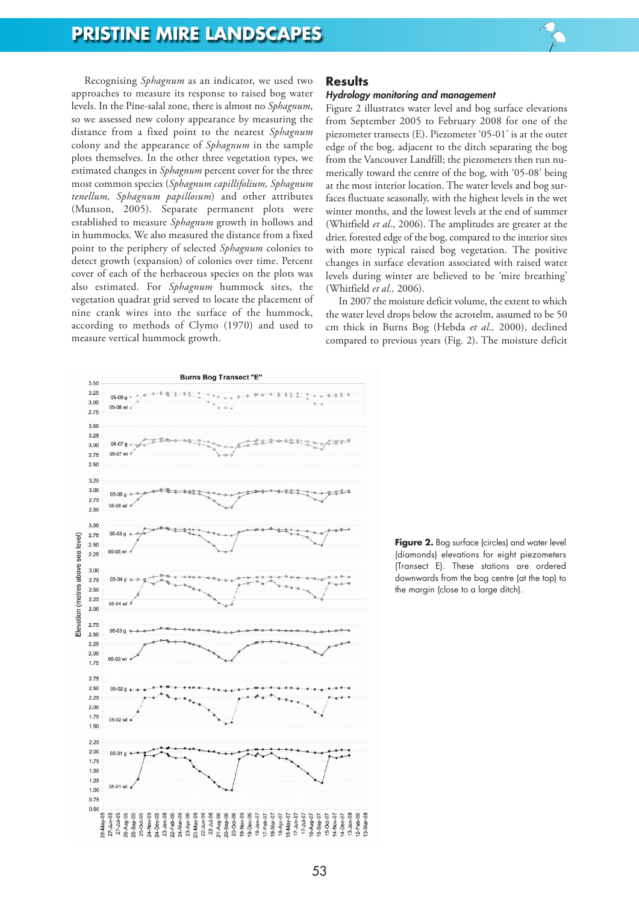Recognising *Sphagnum* as an indicator, we used two approaches to measure its response to raised bog water levels. In the Pine-salal zone, there is almost no *Sphagnum*, so we assessed new colony appearance by measuring the distance from a fixed point to the nearest *Sphagnum* colony and the appearance of *Sphagnum* in the sample plots themselves. In the other three vegetation types, we estimated changes in *Sphagnum* percent cover for the three most common species (*Sphagnum capillifolium, Sphagnum tenellum, Sphagnum papillosum*) and other attributes (Munson, 2005). Separate permanent plots were established to measure *Sphagnum* growth in hollows and in hummocks. We also measured the distance from a fixed point to the periphery of selected *Sphagnum* colonies to detect growth (expansion) of colonies over time. Percent cover of each of the herbaceous species on the plots was also estimated. For *Sphagnum* hummock sites, the vegetation quadrat grid served to locate the placement of nine crank wires into the surface of the hummock, according to methods of Clymo (1970) and used to measure vertical hummock growth.

## Results

### *Hydrology monitoring and management*

Figure 2 illustrates water level and bog surface elevations from September 2005 to February 2008 for one of the piezometer transects (E). Piezometer '05-01' is at the outer edge of the bog, adjacent to the ditch separating the bog from the Vancouver Landfill; the piezometers then run numerically toward the centre of the bog, with '05-08' being at the most interior location. The water levels and bog surfaces fluctuate seasonally, with the highest levels in the wet winter months, and the lowest levels at the end of summer (Whitfield *et al.*, 2006). The amplitudes are greater at the drier, forested edge of the bog, compared to the interior sites with more typical raised bog vegetation. The positive changes in surface elevation associated with raised water levels during winter are believed to be 'mire breathing' (Whitfield *et al.*, 2006).

In 2007 the moisture deficit volume, the extent to which the water level drops below the acrotelm, assumed to be 50 cm thick in Burns Bog (Hebda *et al.*, 2000), declined compared to previous years (Fig. 2). The moisture deficit

**Figure 2.** Bog surface (circles) and water level (diamonds) elevations for eight piezometers (Transect E). These stations are ordered downwards from the bog centre (at the top) to the margin (close to a large ditch).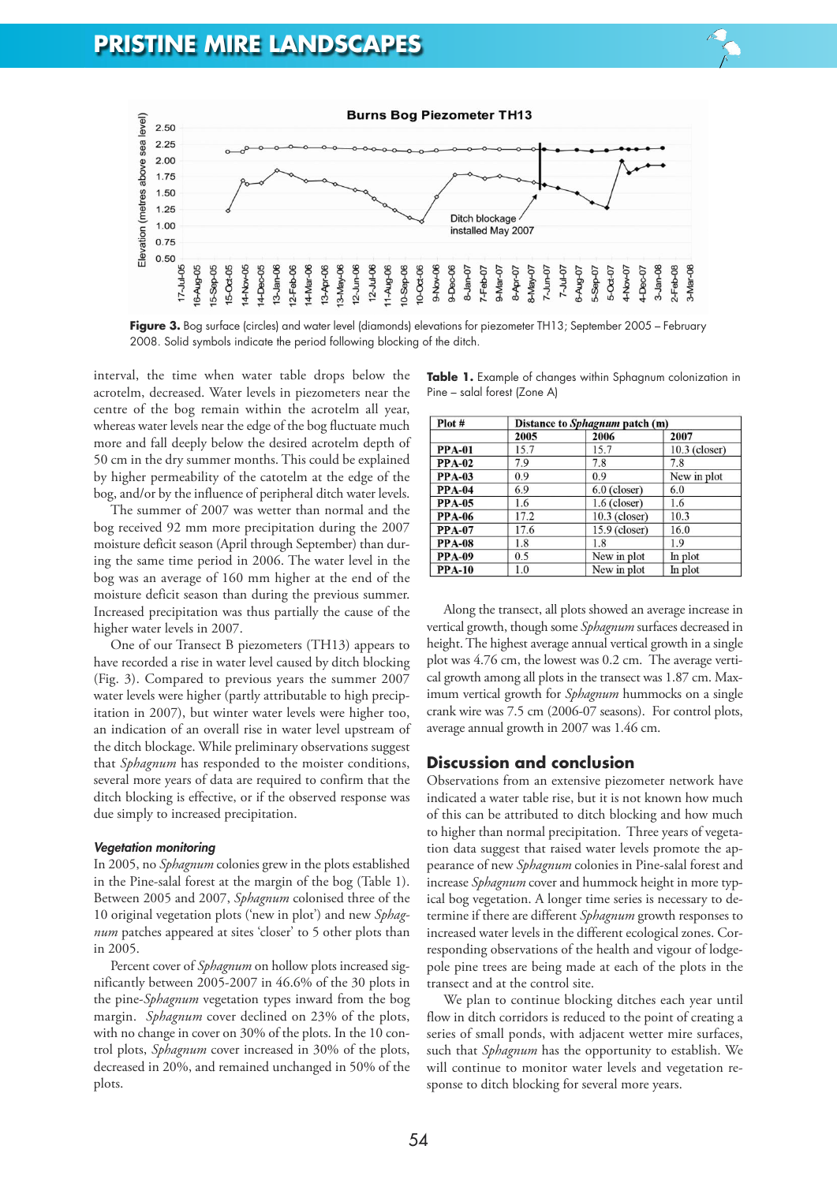**Figure 3.** Bog surface (circles) and water level (diamonds) elevations for piezometer TH13; September 2005 – February 2008. Solid symbols indicate the period following blocking of the ditch.

interval, the time when water table drops below the acrotelm, decreased. Water levels in piezometers near the centre of the bog remain within the acrotelm all year, whereas water levels near the edge of the bog fluctuate much more and fall deeply below the desired acrotelm depth of 50 cm in the dry summer months. This could be explained by higher permeability of the catotelm at the edge of the bog, and/or by the influence of peripheral ditch water levels.

The summer of 2007 was wetter than normal and the bog received 92 mm more precipitation during the 2007 moisture deficit season (April through September) than during the same time period in 2006. The water level in the bog was an average of 160 mm higher at the end of the moisture deficit season than during the previous summer. Increased precipitation was thus partially the cause of the higher water levels in 2007.

One of our Transect B piezometers (TH13) appears to have recorded a rise in water level caused by ditch blocking (Fig. 3). Compared to previous years the summer 2007 water levels were higher (partly attributable to high precipitation in 2007), but winter water levels were higher too, an indication of an overall rise in water level upstream of the ditch blockage. While preliminary observations suggest that *Sphagnum* has responded to the moister conditions, several more years of data are required to confirm that the ditch blocking is effective, or if the observed response was due simply to increased precipitation.

#### *Vegetation monitoring*

In 2005, no *Sphagnum* colonies grew in the plots established in the Pine-salal forest at the margin of the bog (Table 1). Between 2005 and 2007, *Sphagnum* colonised three of the 10 original vegetation plots ('new in plot') and new *Sphagnum* patches appeared at sites 'closer' to 5 other plots than in 2005.

Percent cover of *Sphagnum* on hollow plots increased significantly between 2005-2007 in 46.6% of the 30 plots in the pine-*Sphagnum* vegetation types inward from the bog margin. *Sphagnum* cover declined on 23% of the plots, with no change in cover on 30% of the plots. In the 10 control plots, *Sphagnum* cover increased in 30% of the plots, decreased in 20%, and remained unchanged in 50% of the plots.

**Table 1.** Example of changes within Sphagnum colonization in Pine – salal forest (Zone A)

| Plot # | Distance to *Sphagnum* patch (m) | | |
|---|---|---|---|
| | 2005 | 2006 | 2007 |
| PPA-01 | 15.7 | 15.7 | 10.3 (closer) |
| PPA-02 | 7.9 | 7.8 | 7.8 |
| PPA-03 | 0.9 | 0.9 | New in plot |
| PPA-04 | 6.9 | 6.0 (closer) | 6.0 |
| PPA-05 | 1.6 | 1.6 (closer) | 1.6 |
| PPA-06 | 17.2 | 10.3 (closer) | 10.3 |
| PPA-07 | 17.6 | 15.9 (closer) | 16.0 |
| PPA-08 | 1.8 | 1.8 | 1.9 |
| PPA-09 | 0.5 | New in plot | In plot |
| PPA-10 | 1.0 | New in plot | In plot |

Along the transect, all plots showed an average increase in vertical growth, though some *Sphagnum* surfaces decreased in height. The highest average annual vertical growth in a single plot was 4.76 cm, the lowest was 0.2 cm. The average vertical growth among all plots in the transect was 1.87 cm. Maximum vertical growth for *Sphagnum* hummocks on a single crank wire was 7.5 cm (2006-07 seasons). For control plots, average annual growth in 2007 was 1.46 cm.

## Discussion and conclusion

Observations from an extensive piezometer network have indicated a water table rise, but it is not known how much of this can be attributed to ditch blocking and how much to higher than normal precipitation. Three years of vegetation data suggest that raised water levels promote the appearance of new *Sphagnum* colonies in Pine-salal forest and increase *Sphagnum* cover and hummock height in more typical bog vegetation. A longer time series is necessary to determine if there are different *Sphagnum* growth responses to increased water levels in the different ecological zones. Corresponding observations of the health and vigour of lodgepole pine trees are being made at each of the plots in the transect and at the control site.

We plan to continue blocking ditches each year until flow in ditch corridors is reduced to the point of creating a series of small ponds, with adjacent wetter mire surfaces, such that *Sphagnum* has the opportunity to establish. We will continue to monitor water levels and vegetation response to ditch blocking for several more years.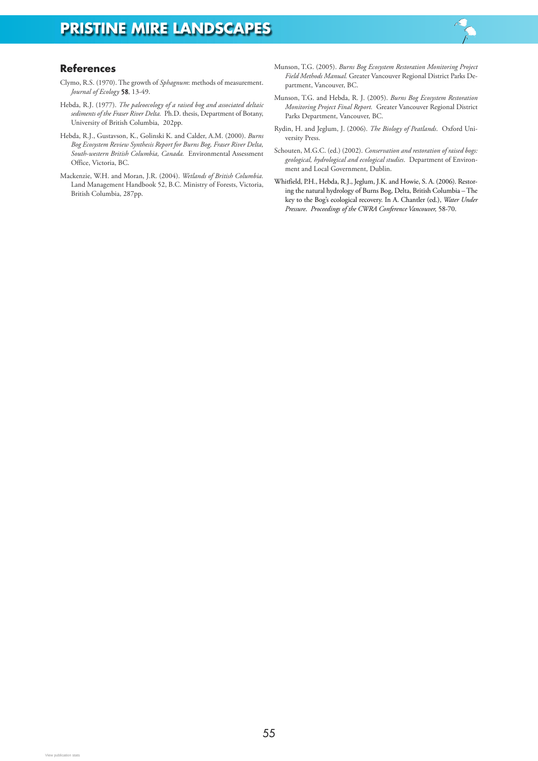## References

Clymo, R.S. (1970). The growth of *Sphagnum*: methods of measurement. *Journal of Ecology* **58**, 13-49.

Hebda, R.J. (1977). *The paleoecology of a raised bog and associated deltaic sediments of the Fraser River Delta.* Ph.D. thesis, Department of Botany, University of British Columbia, 202pp.

Hebda, R.J., Gustavson, K., Golinski K. and Calder, A.M. (2000). *Burns Bog Ecosystem Review Synthesis Report for Burns Bog, Fraser River Delta, South-western British Columbia, Canada.* Environmental Assessment Office, Victoria, BC.

Mackenzie, W.H. and Moran, J.R. (2004). *Wetlands of British Columbia.* Land Management Handbook 52, B.C. Ministry of Forests, Victoria, British Columbia, 287pp.

Munson, T.G. (2005). *Burns Bog Ecosystem Restoration Monitoring Project Field Methods Manual.* Greater Vancouver Regional District Parks Department, Vancouver, BC.

Munson, T.G. and Hebda, R. J. (2005). *Burns Bog Ecosystem Restoration Monitoring Project Final Report.* Greater Vancouver Regional District Parks Department, Vancouver, BC.

Rydin, H. and Jeglum, J. (2006). *The Biology of Peatlands*. Oxford University Press.

Schouten, M.G.C. (ed.) (2002). *Conservation and restoration of raised bogs: geological, hydrological and ecological studies*. Department of Environment and Local Government, Dublin.

Whitfield, P.H., Hebda, R.J., Jeglum, J.K. and Howie, S. A. (2006). Restoring the natural hydrology of Burns Bog, Delta, British Columbia – The key to the Bog's ecological recovery. In A. Chantler (ed.), *Water Under Pressure. Proceedings of the CWRA Conference Vancouver,* 58-70.